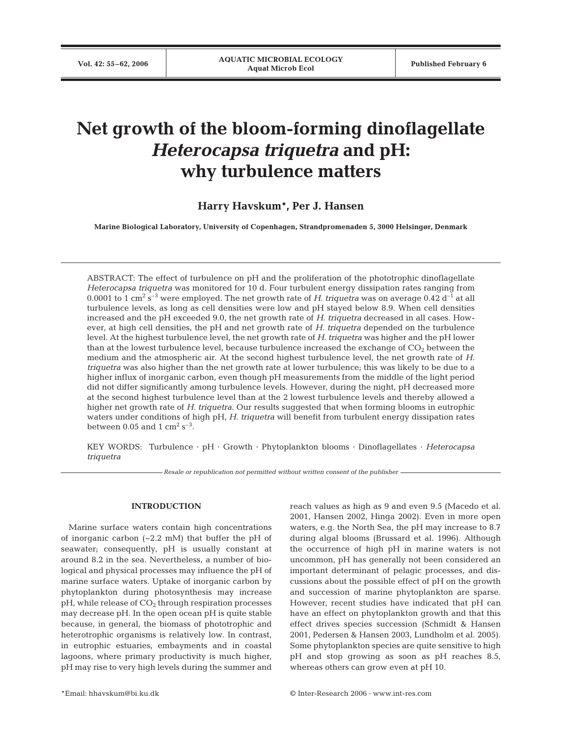# Net growth of the bloom-forming dinoflagellate *Heterocapsa triquetra* and pH: why turbulence matters

**Harry Havskum\*, Per J. Hansen**

**Marine Biological Laboratory, University of Copenhagen, Strandpromenaden 5, 3000 Helsingør, Denmark**

ABSTRACT: The effect of turbulence on pH and the proliferation of the phototrophic dinoflagellate *Heterocapsa triquetra* was monitored for 10 d. Four turbulent energy dissipation rates ranging from 0.0001 to 1 $cm^2$ $s^{-3}$ were employed. The net growth rate of *H. triquetra* was on average 0.42 $d^{-1}$ at all turbulence levels, as long as cell densities were low and pH stayed below 8.9. When cell densities increased and the pH exceeded 9.0, the net growth rate of *H. triquetra* decreased in all cases. However, at high cell densities, the pH and net growth rate of *H. triquetra* depended on the turbulence level. At the highest turbulence level, the net growth rate of *H. triquetra* was higher and the pH lower than at the lowest turbulence level, because turbulence increased the exchange of $CO_2$ between the medium and the atmospheric air. At the second highest turbulence level, the net growth rate of *H. triquetra* was also higher than the net growth rate at lower turbulence; this was likely to be due to a higher influx of inorganic carbon, even though pH measurements from the middle of the light period did not differ significantly among turbulence levels. However, during the night, pH decreased more at the second highest turbulence level than at the 2 lowest turbulence levels and thereby allowed a higher net growth rate of *H. triquetra*. Our results suggested that when forming blooms in eutrophic waters under conditions of high pH, *H. triquetra* will benefit from turbulent energy dissipation rates between 0.05 and 1 $cm^2$ $s^{-3}$.

KEY WORDS: Turbulence · pH · Growth · Phytoplankton blooms · Dinoflagellates · *Heterocapsa triquetra*

*Resale or republication not permitted without written consent of the publisher*

## INTRODUCTION

Marine surface waters contain high concentrations of inorganic carbon (~2.2 mM) that buffer the pH of seawater; consequently, pH is usually constant at around 8.2 in the sea. Nevertheless, a number of biological and physical processes may influence the pH of marine surface waters. Uptake of inorganic carbon by phytoplankton during photosynthesis may increase pH, while release of $CO_2$ through respiration processes may decrease pH. In the open ocean pH is quite stable because, in general, the biomass of phototrophic and heterotrophic organisms is relatively low. In contrast, in eutrophic estuaries, embayments and in coastal lagoons, where primary productivity is much higher, pH may rise to very high levels during the summer and reach values as high as 9 and even 9.5 (Macedo et al. 2001, Hansen 2002, Hinga 2002). Even in more open waters, e.g. the North Sea, the pH may increase to 8.7 during algal blooms (Brussard et al. 1996). Although the occurrence of high pH in marine waters is not uncommon, pH has generally not been considered an important determinant of pelagic processes, and discussions about the possible effect of pH on the growth and succession of marine phytoplankton are sparse. However, recent studies have indicated that pH can have an effect on phytoplankton growth and that this effect drives species succession (Schmidt & Hansen 2001, Pedersen & Hansen 2003, Lundholm et al. 2005). Some phytoplankton species are quite sensitive to high pH and stop growing as soon as pH reaches 8.5, whereas others can grow even at pH 10.

\*Email: hhavskum@bi.ku.dk

© Inter-Research 2006 · www.int-res.com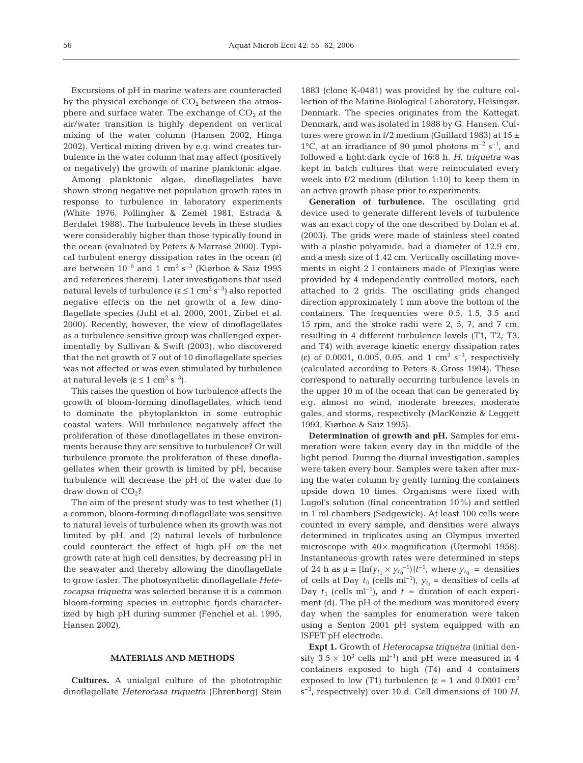Excursions of pH in marine waters are counteracted by the physical exchange of $CO_2$ between the atmosphere and surface water. The exchange of $CO_2$ at the air/water transition is highly dependent on vertical mixing of the water column (Hansen 2002, Hinga 2002). Vertical mixing driven by e.g. wind creates turbulence in the water column that may affect (positively or negatively) the growth of marine planktonic algae.

Among planktonic algae, dinoflagellates have shown strong negative net population growth rates in response to turbulence in laboratory experiments (White 1976, Pollingher & Zemel 1981, Estrada & Berdalet 1988). The turbulence levels in these studies were considerably higher than those typically found in the ocean (evaluated by Peters & Marrasé 2000). Typical turbulent energy dissipation rates in the ocean ($\varepsilon$) are between $10^{-6}$ and 1 $cm^2$ $s^{-3}$ (Kiørboe & Saiz 1995 and references therein). Later investigations that used natural levels of turbulence ($\varepsilon \leq 1$ $cm^2$ $s^{-3}$) also reported negative effects on the net growth of a few dinoflagellate species (Juhl et al. 2000, 2001, Zirbel et al. 2000). Recently, however, the view of dinoflagellates as a turbulence sensitive group was challenged experimentally by Sullivan & Swift (2003), who discovered that the net growth of 7 out of 10 dinoflagellate species was not affected or was even stimulated by turbulence at natural levels ($\varepsilon \leq 1$ $cm^2$ $s^{-3}$).

This raises the question of how turbulence affects the growth of bloom-forming dinoflagellates, which tend to dominate the phytoplankton in some eutrophic coastal waters. Will turbulence negatively affect the proliferation of these dinoflagellates in these environments because they are sensitive to turbulence? Or will turbulence promote the proliferation of these dinoflagellates when their growth is limited by pH, because turbulence will decrease the pH of the water due to draw down of $CO_2$?

The aim of the present study was to test whether (1) a common, bloom-forming dinoflagellate was sensitive to natural levels of turbulence when its growth was not limited by pH, and (2) natural levels of turbulence could counteract the effect of high pH on the net growth rate at high cell densities, by decreasing pH in the seawater and thereby allowing the dinoflagellate to grow faster. The photosynthetic dinoflagellate *Heterocapsa triquetra* was selected because it is a common bloom-forming species in eutrophic fjords characterized by high pH during summer (Fenchel et al. 1995, Hansen 2002).

## MATERIALS AND METHODS

**Cultures.** A unialgal culture of the phototrophic dinoflagellate *Heterocasa triquetra* (Ehrenberg) Stein 1883 (clone K-0481) was provided by the culture collection of the Marine Biological Laboratory, Helsingør, Denmark. The species originates from the Kattegat, Denmark, and was isolated in 1988 by G. Hansen. Cultures were grown in f/2 medium (Guillard 1983) at 15 ± 1°C, at an irradiance of 90 µmol photons $m^{-2}$ $s^{-1}$, and followed a light:dark cycle of 16:8 h. *H. triquetra* was kept in batch cultures that were reinoculated every week into f/2 medium (dilution 1:10) to keep them in an active growth phase prior to experiments.

**Generation of turbulence.** The oscillating grid device used to generate different levels of turbulence was an exact copy of the one described by Dolan et al. (2003). The grids were made of stainless steel coated with a plastic polyamide, had a diameter of 12.9 cm, and a mesh size of 1.42 cm. Vertically oscillating movements in eight 2 l containers made of Plexiglas were provided by 4 independently controlled motors, each attached to 2 grids. The oscillating grids changed direction approximately 1 mm above the bottom of the containers. The frequencies were 0.5, 1.5, 3.5 and 15 rpm, and the stroke radii were 2, 5, 7, and 7 cm, resulting in 4 different turbulence levels (T1, T2, T3, and T4) with average kinetic energy dissipation rates ($\varepsilon$) of 0.0001, 0.005, 0.05, and 1 $cm^2$ $s^{-3}$, respectively (calculated according to Peters & Gross 1994). These correspond to naturally occurring turbulence levels in the upper 10 m of the ocean that can be generated by e.g. almost no wind, moderate breezes, moderate gales, and storms, respectively (MacKenzie & Leggett 1993, Kiørboe & Saiz 1995).

**Determination of growth and pH.** Samples for enumeration were taken every day in the middle of the light period. During the diurnal investigation, samples were taken every hour. Samples were taken after mixing the water column by gently turning the containers upside down 10 times. Organisms were fixed with Lugol's solution (final concentration 10%) and settled in 1 ml chambers (Sedgewick). At least 100 cells were counted in every sample, and densities were always determined in triplicates using an Olympus inverted microscope with 40× magnification (Utermohl 1958). Instantaneous growth rates were determined in steps of 24 h as $\mu = [\ln(y_{t_1} \times y_{t_0}^{-1})]t^{-1}$, where $y_{t_0}$ = densities of cells at Day $t_0$ (cells $ml^{-1}$), $y_{t_1}$ = densities of cells at Day $t_1$ (cells $ml^{-1}$), and $t$ = duration of each experiment (d). The pH of the medium was monitored every day when the samples for enumeration were taken using a Senton 2001 pH system equipped with an ISFET pH electrode.

**Expt 1.** Growth of *Heterocapsa triquetra* (initial density $3.5 \times 10^3$ cells $ml^{-1}$) and pH were measured in 4 containers exposed to high (T4) and 4 containers exposed to low (T1) turbulence ($\varepsilon$ = 1 and 0.0001 $cm^2$ $s^{-3}$, respectively) over 10 d. Cell dimensions of 100 *H.*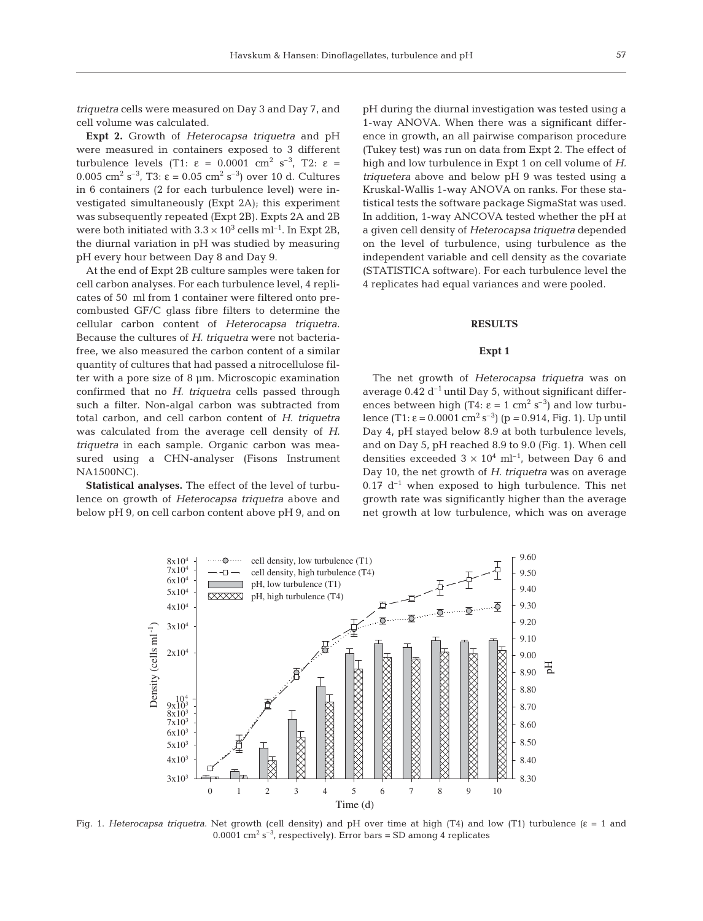*triquetra* cells were measured on Day 3 and Day 7, and cell volume was calculated.

**Expt 2.** Growth of *Heterocapsa triquetra* and pH were measured in containers exposed to 3 different turbulence levels (T1: $\varepsilon$ = 0.0001 cm$^2$ s$^{-3}$, T2: $\varepsilon$ = 0.005 cm$^2$ s$^{-3}$, T3: $\varepsilon$ = 0.05 cm$^2$ s$^{-3}$) over 10 d. Cultures in 6 containers (2 for each turbulence level) were investigated simultaneously (Expt 2A); this experiment was subsequently repeated (Expt 2B). Expts 2A and 2B were both initiated with $3.3 \times 10^3$ cells ml$^{-1}$. In Expt 2B, the diurnal variation in pH was studied by measuring pH every hour between Day 8 and Day 9.

At the end of Expt 2B culture samples were taken for cell carbon analyses. For each turbulence level, 4 replicates of 50 ml from 1 container were filtered onto precombusted GF/C glass fibre filters to determine the cellular carbon content of *Heterocapsa triquetra*. Because the cultures of *H. triquetra* were not bacteria-free, we also measured the carbon content of a similar quantity of cultures that had passed a nitrocellulose filter with a pore size of 8 µm. Microscopic examination confirmed that no *H. triquetra* cells passed through such a filter. Non-algal carbon was subtracted from total carbon, and cell carbon content of *H. triquetra* was calculated from the average cell density of *H. triquetra* in each sample. Organic carbon was measured using a CHN-analyser (Fisons Instrument NA1500NC).

**Statistical analyses.** The effect of the level of turbulence on growth of *Heterocapsa triquetra* above and below pH 9, on cell carbon content above pH 9, and on pH during the diurnal investigation was tested using a 1-way ANOVA. When there was a significant difference in growth, an all pairwise comparison procedure (Tukey test) was run on data from Expt 2. The effect of high and low turbulence in Expt 1 on cell volume of *H. triquetera* above and below pH 9 was tested using a Kruskal-Wallis 1-way ANOVA on ranks. For these statistical tests the software package SigmaStat was used. In addition, 1-way ANCOVA tested whether the pH at a given cell density of *Heterocapsa triquetra* depended on the level of turbulence, using turbulence as the independent variable and cell density as the covariate (STATISTICA software). For each turbulence level the 4 replicates had equal variances and were pooled.

## RESULTS

### Expt 1

The net growth of *Heterocapsa triquetra* was on average 0.42 d$^{-1}$ until Day 5, without significant differences between high (T4: $\varepsilon$ = 1 cm$^2$ s$^{-3}$) and low turbulence (T1: $\varepsilon$ = 0.0001 cm$^2$ s$^{-3}$) ($p$ = 0.914, Fig. 1). Up until Day 4, pH stayed below 8.9 at both turbulence levels, and on Day 5, pH reached 8.9 to 9.0 (Fig. 1). When cell densities exceeded $3 \times 10^4$ ml$^{-1}$, between Day 6 and Day 10, the net growth of *H. triquetra* was on average 0.17 d$^{-1}$ when exposed to high turbulence. This net growth rate was significantly higher than the average net growth at low turbulence, which was on average

Fig. 1. *Heterocapsa triquetra*. Net growth (cell density) and pH over time at high (T4) and low (T1) turbulence ($\varepsilon$ = 1 and 0.0001 cm$^2$ s$^{-3}$, respectively). Error bars = SD among 4 replicates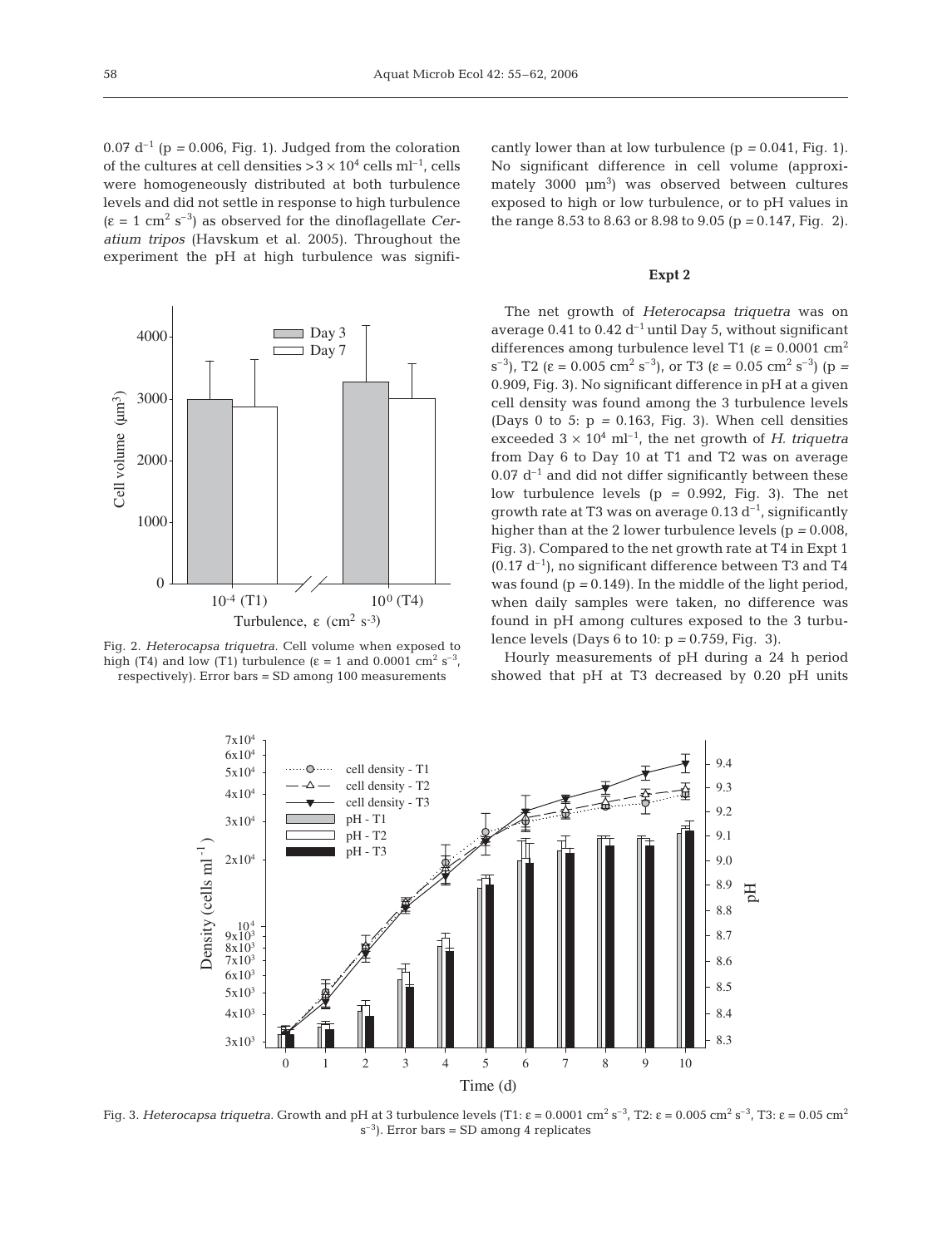$0.07\ d^{-1}$ ($p = 0.006$, Fig. 1). Judged from the coloration of the cultures at cell densities $>3 \times 10^4$ cells $ml^{-1}$, cells were homogeneously distributed at both turbulence levels and did not settle in response to high turbulence ($\varepsilon = 1\ cm^2\ s^{-3}$) as observed for the dinoflagellate *Ceratium tripos* (Havskum et al. 2005). Throughout the experiment the pH at high turbulence was significantly lower than at low turbulence ($p = 0.041$, Fig. 1). No significant difference in cell volume (approximately 3000 $\mu m^3$) was observed between cultures exposed to high or low turbulence, or to pH values in the range 8.53 to 8.63 or 8.98 to 9.05 ($p = 0.147$, Fig. 2).

Fig. 2. *Heterocapsa triquetra*. Cell volume when exposed to high (T4) and low (T1) turbulence ($\varepsilon = 1$ and $0.0001\ cm^2\ s^{-3}$, respectively). Error bars = SD among 100 measurements

### Expt 2

The net growth of *Heterocapsa triquetra* was on average 0.41 to 0.42 $d^{-1}$ until Day 5, without significant differences among turbulence level T1 ($\varepsilon = 0.0001\ cm^2\ s^{-3}$), T2 ($\varepsilon = 0.005\ cm^2\ s^{-3}$), or T3 ($\varepsilon = 0.05\ cm^2\ s^{-3}$) ($p = 0.909$, Fig. 3). No significant difference in pH at a given cell density was found among the 3 turbulence levels (Days 0 to 5: $p = 0.163$, Fig. 3). When cell densities exceeded $3 \times 10^4\ ml^{-1}$, the net growth of *H. triquetra* from Day 6 to Day 10 at T1 and T2 was on average $0.07\ d^{-1}$ and did not differ significantly between these low turbulence levels ($p = 0.992$, Fig. 3). The net growth rate at T3 was on average $0.13\ d^{-1}$, significantly higher than at the 2 lower turbulence levels ($p = 0.008$, Fig. 3). Compared to the net growth rate at T4 in Expt 1 ($0.17\ d^{-1}$), no significant difference between T3 and T4 was found ($p = 0.149$). In the middle of the light period, when daily samples were taken, no difference was found in pH among cultures exposed to the 3 turbulence levels (Days 6 to 10: $p = 0.759$, Fig. 3).

Hourly measurements of pH during a 24 h period showed that pH at T3 decreased by 0.20 pH units

Fig. 3. *Heterocapsa triquetra*. Growth and pH at 3 turbulence levels (T1: $\varepsilon = 0.0001\ cm^2\ s^{-3}$, T2: $\varepsilon = 0.005\ cm^2\ s^{-3}$, T3: $\varepsilon = 0.05\ cm^2\ s^{-3}$). Error bars = SD among 4 replicates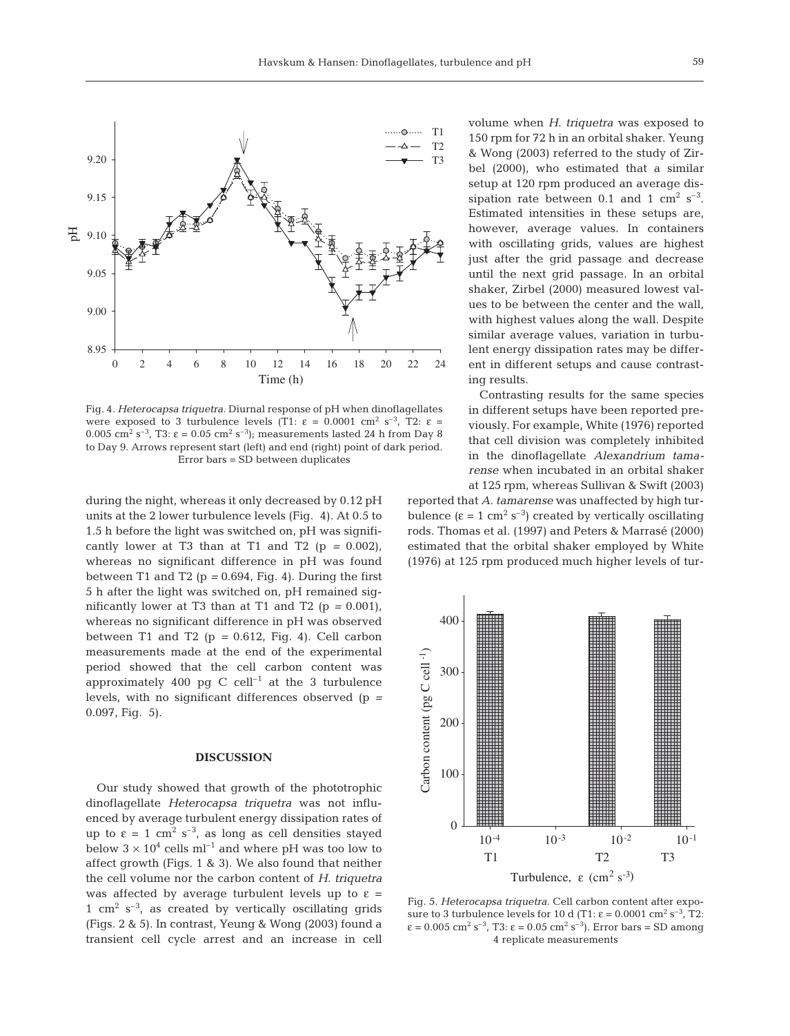Fig. 4. *Heterocapsa triquetra*. Diurnal response of pH when dinoflagellates were exposed to 3 turbulence levels (T1: $\varepsilon$ = 0.0001 $cm^2\ s^{-3}$, T2: $\varepsilon$ = 0.005 $cm^2\ s^{-3}$, T3: $\varepsilon$ = 0.05 $cm^2\ s^{-3}$); measurements lasted 24 h from Day 8 to Day 9. Arrows represent start (left) and end (right) point of dark period. Error bars = SD between duplicates

during the night, whereas it only decreased by 0.12 pH units at the 2 lower turbulence levels (Fig. 4). At 0.5 to 1.5 h before the light was switched on, pH was significantly lower at T3 than at T1 and T2 ($p$ = 0.002), whereas no significant difference in pH was found between T1 and T2 ($p$ = 0.694, Fig. 4). During the first 5 h after the light was switched on, pH remained significantly lower at T3 than at T1 and T2 ($p$ = 0.001), whereas no significant difference in pH was observed between T1 and T2 ($p$ = 0.612, Fig. 4). Cell carbon measurements made at the end of the experimental period showed that the cell carbon content was approximately 400 pg C $cell^{-1}$ at the 3 turbulence levels, with no significant differences observed ($p$ = 0.097, Fig. 5).

## DISCUSSION

Our study showed that growth of the phototrophic dinoflagellate *Heterocapsa triquetra* was not influenced by average turbulent energy dissipation rates of up to $\varepsilon$ = 1 $cm^2\ s^{-3}$, as long as cell densities stayed below $3 \times 10^4$ cells $ml^{-1}$ and where pH was too low to affect growth (Figs. 1 & 3). We also found that neither the cell volume nor the carbon content of *H. triquetra* was affected by average turbulent levels up to $\varepsilon$ = 1 $cm^2\ s^{-3}$, as created by vertically oscillating grids (Figs. 2 & 5). In contrast, Yeung & Wong (2003) found a transient cell cycle arrest and an increase in cell volume when *H. triquetra* was exposed to 150 rpm for 72 h in an orbital shaker. Yeung & Wong (2003) referred to the study of Zirbel (2000), who estimated that a similar setup at 120 rpm produced an average dissipation rate between 0.1 and 1 $cm^2\ s^{-3}$. Estimated intensities in these setups are, however, average values. In containers with oscillating grids, values are highest just after the grid passage and decrease until the next grid passage. In an orbital shaker, Zirbel (2000) measured lowest values to be between the center and the wall, with highest values along the wall. Despite similar average values, variation in turbulent energy dissipation rates may be different in different setups and cause contrasting results.

Contrasting results for the same species in different setups have been reported previously. For example, White (1976) reported that cell division was completely inhibited in the dinoflagellate *Alexandrium tamarense* when incubated in an orbital shaker at 125 rpm, whereas Sullivan & Swift (2003) reported that *A. tamarense* was unaffected by high turbulence ($\varepsilon$ = 1 $cm^2\ s^{-3}$) created by vertically oscillating rods. Thomas et al. (1997) and Peters & Marrasé (2000) estimated that the orbital shaker employed by White (1976) at 125 rpm produced much higher levels of tur-

Fig. 5. *Heterocapsa triquetra*. Cell carbon content after exposure to 3 turbulence levels for 10 d (T1: $\varepsilon$ = 0.0001 $cm^2\ s^{-3}$, T2: $\varepsilon$ = 0.005 $cm^2\ s^{-3}$, T3: $\varepsilon$ = 0.05 $cm^2\ s^{-3}$). Error bars = SD among 4 replicate measurements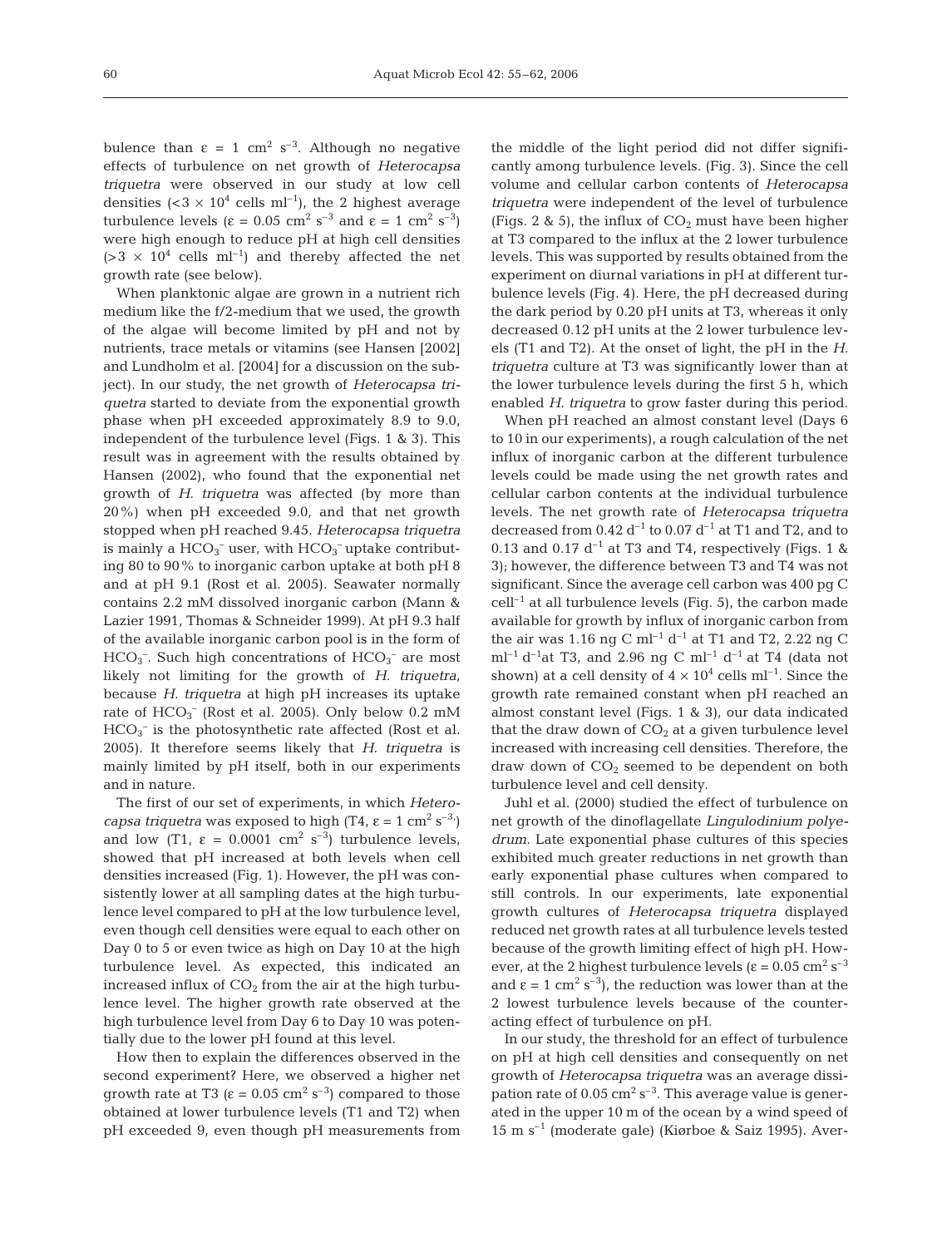bulence than $\varepsilon = 1\ \text{cm}^2\ \text{s}^{-3}$. Although no negative effects of turbulence on net growth of *Heterocapsa triquetra* were observed in our study at low cell densities ($<3 \times 10^4$ cells $\text{ml}^{-1}$), the 2 highest average turbulence levels ($\varepsilon = 0.05\ \text{cm}^2\ \text{s}^{-3}$ and $\varepsilon = 1\ \text{cm}^2\ \text{s}^{-3}$) were high enough to reduce pH at high cell densities ($>3 \times 10^4$ cells $\text{ml}^{-1}$) and thereby affected the net growth rate (see below).

When planktonic algae are grown in a nutrient rich medium like the f/2-medium that we used, the growth of the algae will become limited by pH and not by nutrients, trace metals or vitamins (see Hansen [2002] and Lundholm et al. [2004] for a discussion on the subject). In our study, the net growth of *Heterocapsa triquetra* started to deviate from the exponential growth phase when pH exceeded approximately 8.9 to 9.0, independent of the turbulence level (Figs. 1 & 3). This result was in agreement with the results obtained by Hansen (2002), who found that the exponential net growth of *H. triquetra* was affected (by more than 20%) when pH exceeded 9.0, and that net growth stopped when pH reached 9.45. *Heterocapsa triquetra* is mainly a $HCO_3^-$ user, with $HCO_3^-$ uptake contributing 80 to 90% to inorganic carbon uptake at both pH 8 and at pH 9.1 (Rost et al. 2005). Seawater normally contains 2.2 mM dissolved inorganic carbon (Mann & Lazier 1991, Thomas & Schneider 1999). At pH 9.3 half of the available inorganic carbon pool is in the form of $HCO_3^-$. Such high concentrations of $HCO_3^-$ are most likely not limiting for the growth of *H. triquetra*, because *H. triquetra* at high pH increases its uptake rate of $HCO_3^-$ (Rost et al. 2005). Only below 0.2 mM $HCO_3^-$ is the photosynthetic rate affected (Rost et al. 2005). It therefore seems likely that *H. triquetra* is mainly limited by pH itself, both in our experiments and in nature.

The first of our set of experiments, in which *Heterocapsa triquetra* was exposed to high (T4, $\varepsilon = 1\ \text{cm}^2\ \text{s}^{-3}$) and low (T1, $\varepsilon = 0.0001\ \text{cm}^2\ \text{s}^{-3}$) turbulence levels, showed that pH increased at both levels when cell densities increased (Fig. 1). However, the pH was consistently lower at all sampling dates at the high turbulence level compared to pH at the low turbulence level, even though cell densities were equal to each other on Day 0 to 5 or even twice as high on Day 10 at the high turbulence level. As expected, this indicated an increased influx of $CO_2$ from the air at the high turbulence level. The higher growth rate observed at the high turbulence level from Day 6 to Day 10 was potentially due to the lower pH found at this level.

How then to explain the differences observed in the second experiment? Here, we observed a higher net growth rate at T3 ($\varepsilon = 0.05\ \text{cm}^2\ \text{s}^{-3}$) compared to those obtained at lower turbulence levels (T1 and T2) when pH exceeded 9, even though pH measurements from the middle of the light period did not differ significantly among turbulence levels. (Fig. 3). Since the cell volume and cellular carbon contents of *Heterocapsa triquetra* were independent of the level of turbulence (Figs. 2 & 5), the influx of $CO_2$ must have been higher at T3 compared to the influx at the 2 lower turbulence levels. This was supported by results obtained from the experiment on diurnal variations in pH at different turbulence levels (Fig. 4). Here, the pH decreased during the dark period by 0.20 pH units at T3, whereas it only decreased 0.12 pH units at the 2 lower turbulence levels (T1 and T2). At the onset of light, the pH in the *H. triquetra* culture at T3 was significantly lower than at the lower turbulence levels during the first 5 h, which enabled *H. triquetra* to grow faster during this period.

When pH reached an almost constant level (Days 6 to 10 in our experiments), a rough calculation of the net influx of inorganic carbon at the different turbulence levels could be made using the net growth rates and cellular carbon contents at the individual turbulence levels. The net growth rate of *Heterocapsa triquetra* decreased from 0.42 $\text{d}^{-1}$ to 0.07 $\text{d}^{-1}$ at T1 and T2, and to 0.13 and 0.17 $\text{d}^{-1}$ at T3 and T4, respectively (Figs. 1 & 3); however, the difference between T3 and T4 was not significant. Since the average cell carbon was 400 pg C $\text{cell}^{-1}$ at all turbulence levels (Fig. 5), the carbon made available for growth by influx of inorganic carbon from the air was 1.16 ng C $\text{ml}^{-1}\ \text{d}^{-1}$ at T1 and T2, 2.22 ng C $\text{ml}^{-1}\ \text{d}^{-1}$at T3, and 2.96 ng C $\text{ml}^{-1}\ \text{d}^{-1}$ at T4 (data not shown) at a cell density of $4 \times 10^4$ cells $\text{ml}^{-1}$. Since the growth rate remained constant when pH reached an almost constant level (Figs. 1 & 3), our data indicated that the draw down of $CO_2$ at a given turbulence level increased with increasing cell densities. Therefore, the draw down of $CO_2$ seemed to be dependent on both turbulence level and cell density.

Juhl et al. (2000) studied the effect of turbulence on net growth of the dinoflagellate *Lingulodinium polyedrum*. Late exponential phase cultures of this species exhibited much greater reductions in net growth than early exponential phase cultures when compared to still controls. In our experiments, late exponential growth cultures of *Heterocapsa triquetra* displayed reduced net growth rates at all turbulence levels tested because of the growth limiting effect of high pH. However, at the 2 highest turbulence levels ($\varepsilon = 0.05\ \text{cm}^2\ \text{s}^{-3}$ and $\varepsilon = 1\ \text{cm}^2\ \text{s}^{-3}$), the reduction was lower than at the 2 lowest turbulence levels because of the counteracting effect of turbulence on pH.

In our study, the threshold for an effect of turbulence on pH at high cell densities and consequently on net growth of *Heterocapsa triquetra* was an average dissipation rate of $0.05\ \text{cm}^2\ \text{s}^{-3}$. This average value is generated in the upper 10 m of the ocean by a wind speed of 15 m $\text{s}^{-1}$ (moderate gale) (Kiørboe & Saiz 1995). Aver-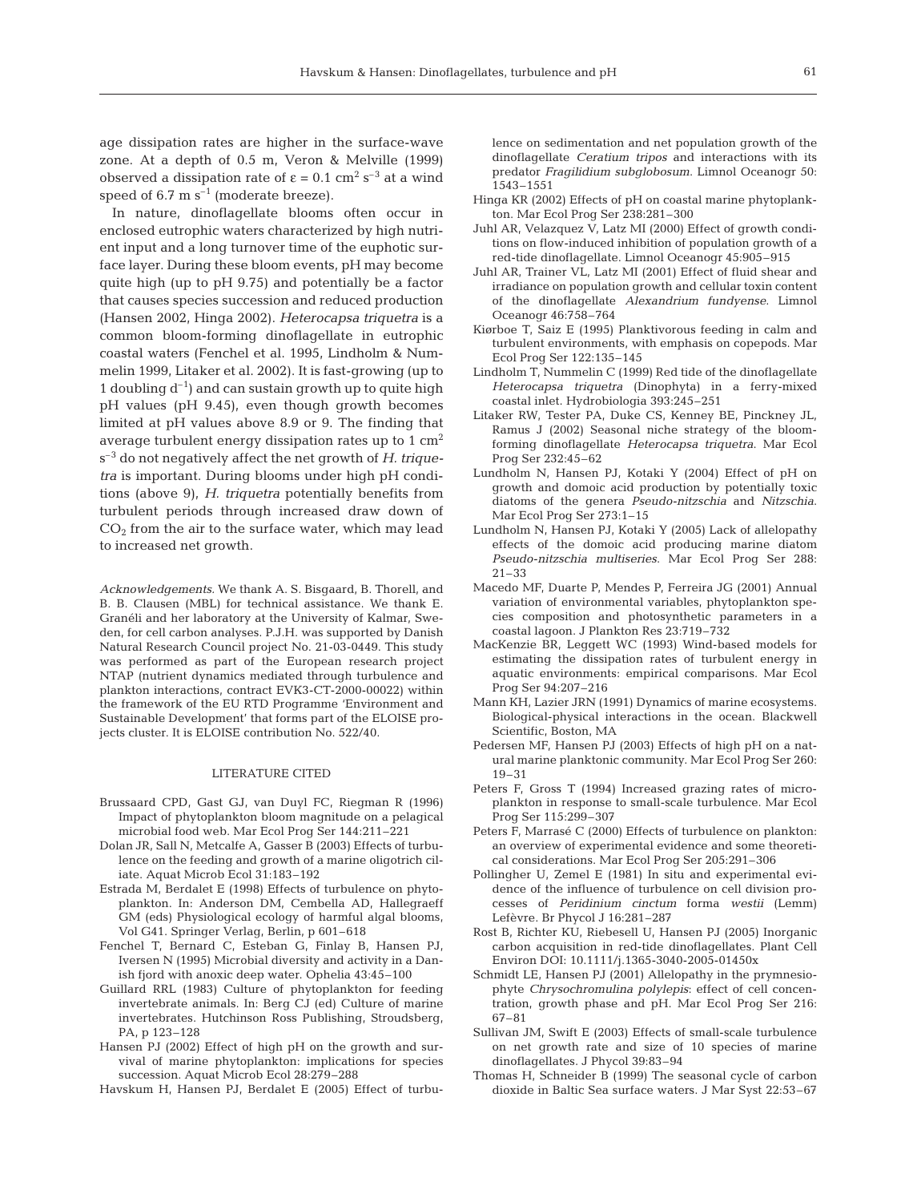age dissipation rates are higher in the surface-wave zone. At a depth of 0.5 m, Veron & Melville (1999) observed a dissipation rate of $\varepsilon = 0.1$ cm$^2$ s$^{-3}$ at a wind speed of 6.7 m s$^{-1}$ (moderate breeze).

In nature, dinoflagellate blooms often occur in enclosed eutrophic waters characterized by high nutrient input and a long turnover time of the euphotic surface layer. During these bloom events, pH may become quite high (up to pH 9.75) and potentially be a factor that causes species succession and reduced production (Hansen 2002, Hinga 2002). *Heterocapsa triquetra* is a common bloom-forming dinoflagellate in eutrophic coastal waters (Fenchel et al. 1995, Lindholm & Nummelin 1999, Litaker et al. 2002). It is fast-growing (up to 1 doubling d$^{-1}$) and can sustain growth up to quite high pH values (pH 9.45), even though growth becomes limited at pH values above 8.9 or 9. The finding that average turbulent energy dissipation rates up to 1 cm$^2$ s$^{-3}$ do not negatively affect the net growth of *H. triquetra* is important. During blooms under high pH conditions (above 9), *H. triquetra* potentially benefits from turbulent periods through increased draw down of $CO_2$ from the air to the surface water, which may lead to increased net growth.

*Acknowledgements.* We thank A. S. Bisgaard, B. Thorell, and B. B. Clausen (MBL) for technical assistance. We thank E. Granéli and her laboratory at the University of Kalmar, Sweden, for cell carbon analyses. P.J.H. was supported by Danish Natural Research Council project No. 21-03-0449. This study was performed as part of the European research project NTAP (nutrient dynamics mediated through turbulence and plankton interactions, contract EVK3-CT-2000-00022) within the framework of the EU RTD Programme 'Environment and Sustainable Development' that forms part of the ELOISE projects cluster. It is ELOISE contribution No. 522/40.

## LITERATURE CITED

- Brussaard CPD, Gast GJ, van Duyl FC, Riegman R (1996) Impact of phytoplankton bloom magnitude on a pelagical microbial food web. Mar Ecol Prog Ser 144:211–221
- Dolan JR, Sall N, Metcalfe A, Gasser B (2003) Effects of turbulence on the feeding and growth of a marine oligotrich ciliate. Aquat Microb Ecol 31:183–192
- Estrada M, Berdalet E (1998) Effects of turbulence on phytoplankton. In: Anderson DM, Cembella AD, Hallegraeff GM (eds) Physiological ecology of harmful algal blooms, Vol G41. Springer Verlag, Berlin, p 601–618
- Fenchel T, Bernard C, Esteban G, Finlay B, Hansen PJ, Iversen N (1995) Microbial diversity and activity in a Danish fjord with anoxic deep water. Ophelia 43:45–100
- Guillard RRL (1983) Culture of phytoplankton for feeding invertebrate animals. In: Berg CJ (ed) Culture of marine invertebrates. Hutchinson Ross Publishing, Stroudsberg, PA, p 123–128
- Hansen PJ (2002) Effect of high pH on the growth and survival of marine phytoplankton: implications for species succession. Aquat Microb Ecol 28:279–288
- Havskum H, Hansen PJ, Berdalet E (2005) Effect of turbulence on sedimentation and net population growth of the dinoflagellate *Ceratium tripos* and interactions with its predator *Fragilidium subglobosum.* Limnol Oceanogr 50: 1543–1551
- Hinga KR (2002) Effects of pH on coastal marine phytoplankton. Mar Ecol Prog Ser 238:281–300
- Juhl AR, Velazquez V, Latz MI (2000) Effect of growth conditions on flow-induced inhibition of population growth of a red-tide dinoflagellate. Limnol Oceanogr 45:905–915
- Juhl AR, Trainer VL, Latz MI (2001) Effect of fluid shear and irradiance on population growth and cellular toxin content of the dinoflagellate *Alexandrium fundyense*. Limnol Oceanogr 46:758–764
- Kiørboe T, Saiz E (1995) Planktivorous feeding in calm and turbulent environments, with emphasis on copepods. Mar Ecol Prog Ser 122:135–145
- Lindholm T, Nummelin C (1999) Red tide of the dinoflagellate *Heterocapsa triquetra* (Dinophyta) in a ferry-mixed coastal inlet. Hydrobiologia 393:245–251
- Litaker RW, Tester PA, Duke CS, Kenney BE, Pinckney JL, Ramus J (2002) Seasonal niche strategy of the bloom-forming dinoflagellate *Heterocapsa triquetra*. Mar Ecol Prog Ser 232:45–62
- Lundholm N, Hansen PJ, Kotaki Y (2004) Effect of pH on growth and domoic acid production by potentially toxic diatoms of the genera *Pseudo-nitzschia* and *Nitzschia*. Mar Ecol Prog Ser 273:1–15
- Lundholm N, Hansen PJ, Kotaki Y (2005) Lack of allelopathy effects of the domoic acid producing marine diatom *Pseudo-nitzschia multiseries*. Mar Ecol Prog Ser 288: 21–33
- Macedo MF, Duarte P, Mendes P, Ferreira JG (2001) Annual variation of environmental variables, phytoplankton species composition and photosynthetic parameters in a coastal lagoon. J Plankton Res 23:719–732
- MacKenzie BR, Leggett WC (1993) Wind-based models for estimating the dissipation rates of turbulent energy in aquatic environments: empirical comparisons. Mar Ecol Prog Ser 94:207–216
- Mann KH, Lazier JRN (1991) Dynamics of marine ecosystems. Biological-physical interactions in the ocean. Blackwell Scientific, Boston, MA
- Pedersen MF, Hansen PJ (2003) Effects of high pH on a natural marine planktonic community. Mar Ecol Prog Ser 260: 19–31
- Peters F, Gross T (1994) Increased grazing rates of microplankton in response to small-scale turbulence. Mar Ecol Prog Ser 115:299–307
- Peters F, Marrasé C (2000) Effects of turbulence on plankton: an overview of experimental evidence and some theoretical considerations. Mar Ecol Prog Ser 205:291–306
- Pollingher U, Zemel E (1981) In situ and experimental evidence of the influence of turbulence on cell division processes of *Peridinium cinctum* forma *westii* (Lemm) Lefèvre. Br Phycol J 16:281–287
- Rost B, Richter KU, Riebesell U, Hansen PJ (2005) Inorganic carbon acquisition in red-tide dinoflagellates. Plant Cell Environ DOI: 10.1111/j.1365-3040-2005-01450x
- Schmidt LE, Hansen PJ (2001) Allelopathy in the prymnesiophyte *Chrysochromulina polylepis*: effect of cell concentration, growth phase and pH. Mar Ecol Prog Ser 216: 67–81
- Sullivan JM, Swift E (2003) Effects of small-scale turbulence on net growth rate and size of 10 species of marine dinoflagellates. J Phycol 39:83–94
- Thomas H, Schneider B (1999) The seasonal cycle of carbon dioxide in Baltic Sea surface waters. J Mar Syst 22:53–67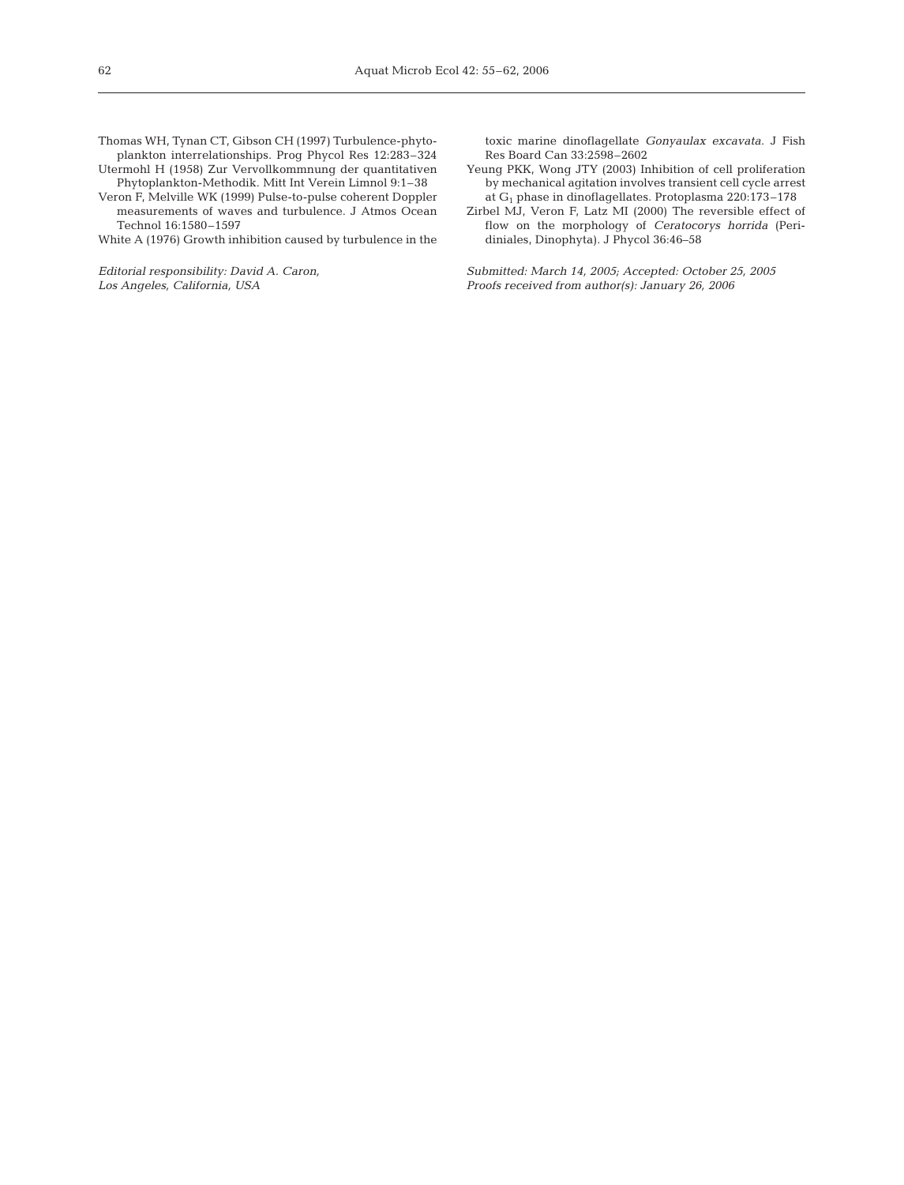Thomas WH, Tynan CT, Gibson CH (1997) Turbulence-phytoplankton interrelationships. Prog Phycol Res 12:283–324

Utermohl H (1958) Zur Vervollkommnung der quantitativen Phytoplankton-Methodik. Mitt Int Verein Limnol 9:1–38

Veron F, Melville WK (1999) Pulse-to-pulse coherent Doppler measurements of waves and turbulence. J Atmos Ocean Technol 16:1580–1597

White A (1976) Growth inhibition caused by turbulence in the toxic marine dinoflagellate *Gonyaulax excavata*. J Fish Res Board Can 33:2598–2602

Yeung PKK, Wong JTY (2003) Inhibition of cell proliferation by mechanical agitation involves transient cell cycle arrest at $G_1$ phase in dinoflagellates. Protoplasma 220:173–178

Zirbel MJ, Veron F, Latz MI (2000) The reversible effect of flow on the morphology of *Ceratocorys horrida* (Peridiniales, Dinophyta). J Phycol 36:46–58

*Editorial responsibility: David A. Caron, Los Angeles, California, USA*

*Submitted: March 14, 2005; Accepted: October 25, 2005*
*Proofs received from author(s): January 26, 2006*